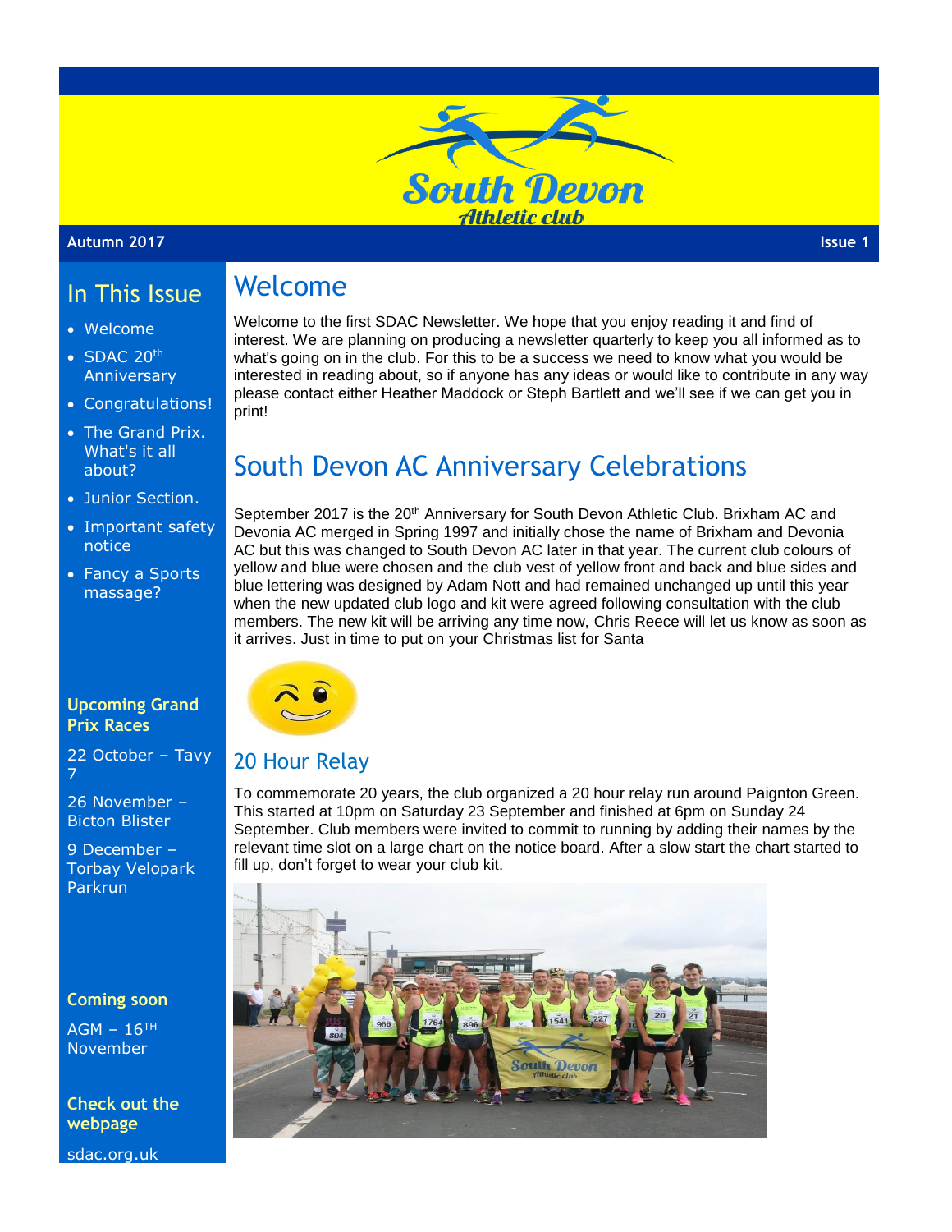# South Devon Athletic club

**Autumn 2017** **Issue 1**

## In This Issue

- Welcome
- SDAC 20th Anniversary
- Congratulations!
- The Grand Prix. What's it all about?
- Junior Section.
- Important safety notice
- Fancy a Sports massage?

**Upcoming Grand Prix Races**

22 October – Tavy 7

26 November – Bicton Blister

9 December – Torbay Velopark Parkrun

**Coming soon**

AGM – 16TH November

**Check out the webpage**

sdac.org.uk

## Welcome

Welcome to the first SDAC Newsletter. We hope that you enjoy reading it and find of interest. We are planning on producing a newsletter quarterly to keep you all informed as to what's going on in the club. For this to be a success we need to know what you would be interested in reading about, so if anyone has any ideas or would like to contribute in any way please contact either Heather Maddock or Steph Bartlett and we'll see if we can get you in print!

## South Devon AC Anniversary Celebrations

September 2017 is the 20th Anniversary for South Devon Athletic Club. Brixham AC and Devonia AC merged in Spring 1997 and initially chose the name of Brixham and Devonia AC but this was changed to South Devon AC later in that year. The current club colours of yellow and blue were chosen and the club vest of yellow front and back and blue sides and blue lettering was designed by Adam Nott and had remained unchanged up until this year when the new updated club logo and kit were agreed following consultation with the club members. The new kit will be arriving any time now, Chris Reece will let us know as soon as it arrives. Just in time to put on your Christmas list for Santa

### 20 Hour Relay

To commemorate 20 years, the club organized a 20 hour relay run around Paignton Green. This started at 10pm on Saturday 23 September and finished at 6pm on Sunday 24 September. Club members were invited to commit to running by adding their names by the relevant time slot on a large chart on the notice board. After a slow start the chart started to fill up, don't forget to wear your club kit.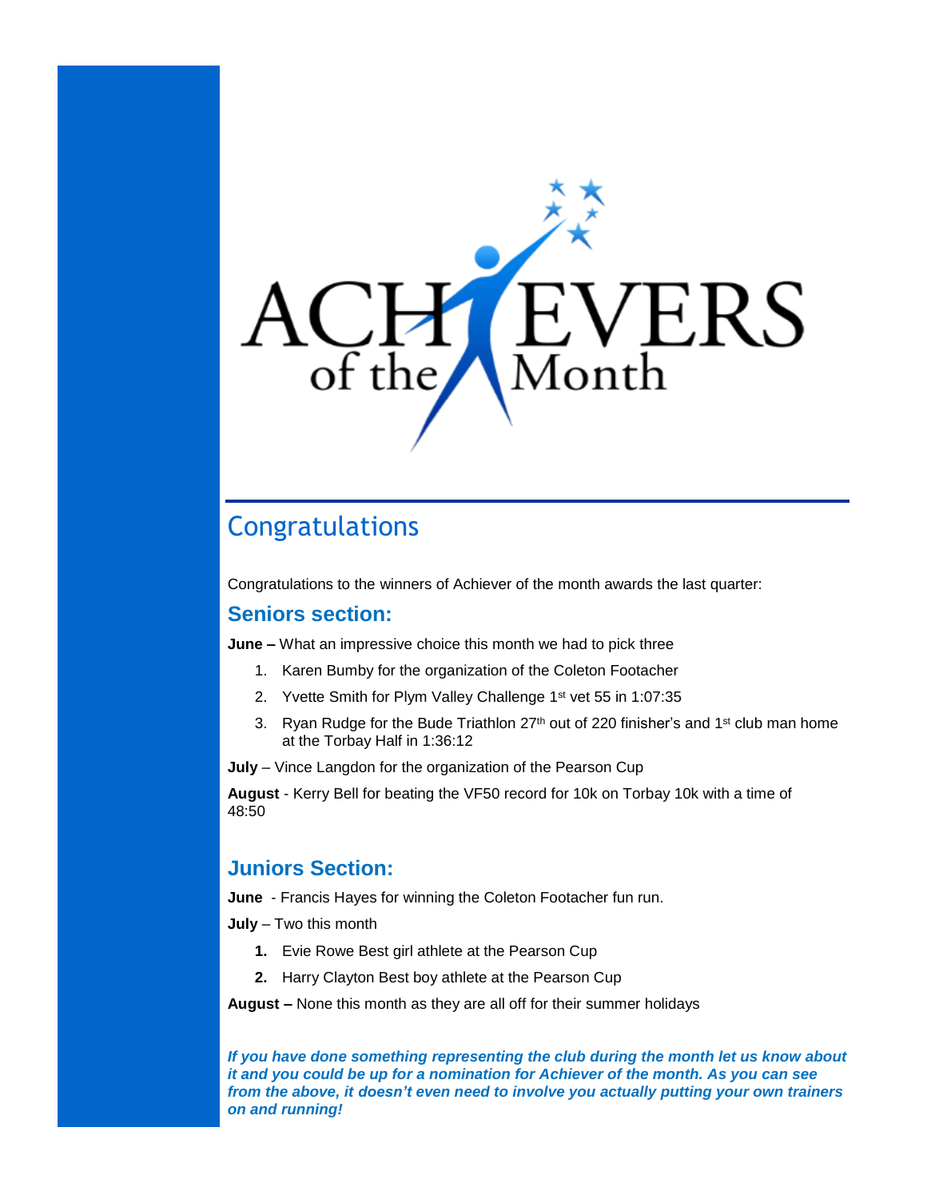# ACHIEVERS of the Month

## Congratulations

Congratulations to the winners of Achiever of the month awards the last quarter:

### Seniors section:

**June –** What an impressive choice this month we had to pick three

1. Karen Bumby for the organization of the Coleton Footacher
2. Yvette Smith for Plym Valley Challenge 1st vet 55 in 1:07:35
3. Ryan Rudge for the Bude Triathlon 27th out of 220 finisher's and 1st club man home at the Torbay Half in 1:36:12

**July** – Vince Langdon for the organization of the Pearson Cup

**August** - Kerry Bell for beating the VF50 record for 10k on Torbay 10k with a time of 48:50

### Juniors Section:

**June** - Francis Hayes for winning the Coleton Footacher fun run.

**July** – Two this month

1. Evie Rowe Best girl athlete at the Pearson Cup
2. Harry Clayton Best boy athlete at the Pearson Cup

**August –** None this month as they are all off for their summer holidays

***If you have done something representing the club during the month let us know about it and you could be up for a nomination for Achiever of the month. As you can see from the above, it doesn't even need to involve you actually putting your own trainers on and running!***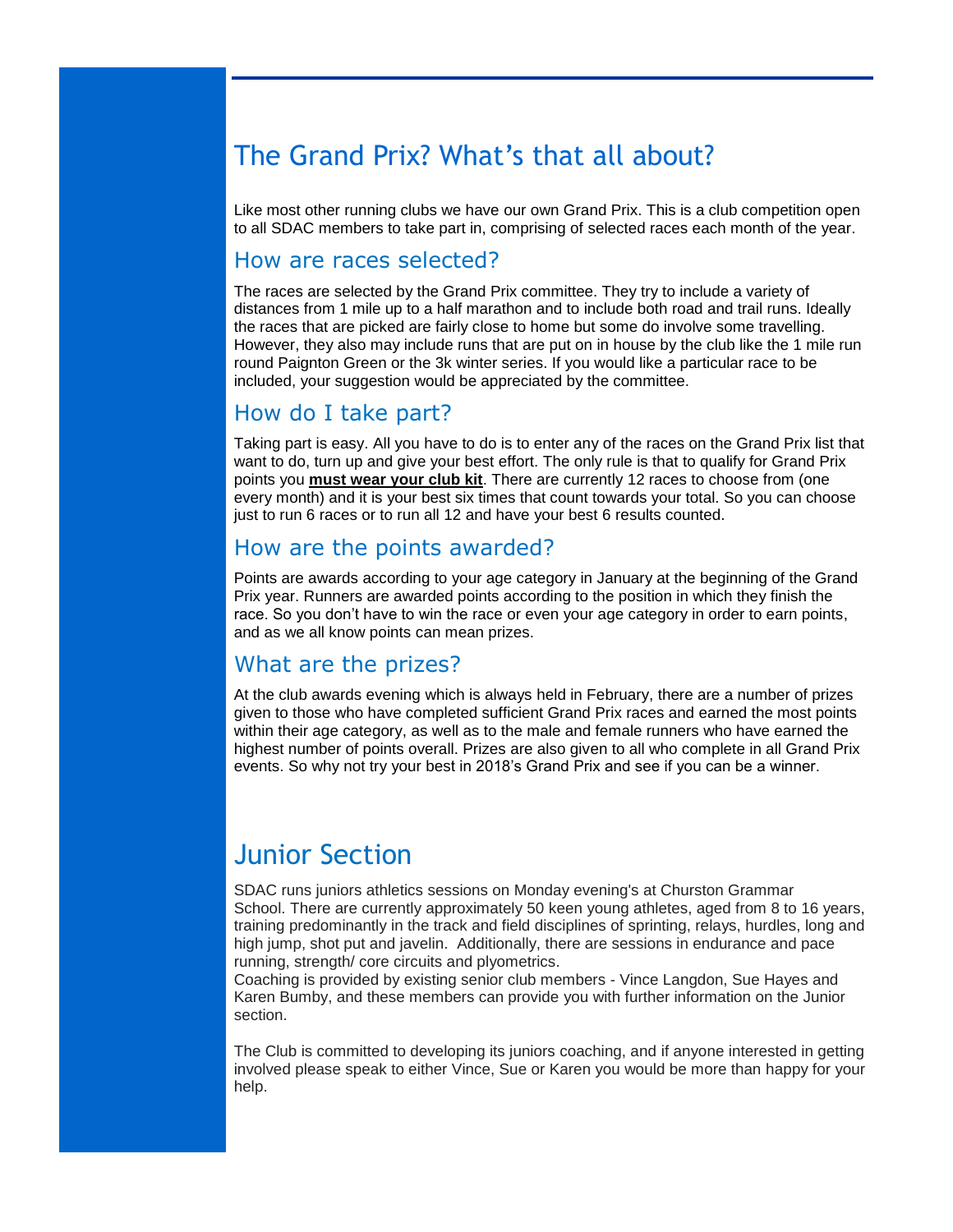# The Grand Prix? What's that all about?

Like most other running clubs we have our own Grand Prix. This is a club competition open to all SDAC members to take part in, comprising of selected races each month of the year.

## How are races selected?

The races are selected by the Grand Prix committee. They try to include a variety of distances from 1 mile up to a half marathon and to include both road and trail runs. Ideally the races that are picked are fairly close to home but some do involve some travelling. However, they also may include runs that are put on in house by the club like the 1 mile run round Paignton Green or the 3k winter series. If you would like a particular race to be included, your suggestion would be appreciated by the committee.

## How do I take part?

Taking part is easy. All you have to do is to enter any of the races on the Grand Prix list that want to do, turn up and give your best effort. The only rule is that to qualify for Grand Prix points you **must wear your club kit**. There are currently 12 races to choose from (one every month) and it is your best six times that count towards your total. So you can choose just to run 6 races or to run all 12 and have your best 6 results counted.

## How are the points awarded?

Points are awards according to your age category in January at the beginning of the Grand Prix year. Runners are awarded points according to the position in which they finish the race. So you don't have to win the race or even your age category in order to earn points, and as we all know points can mean prizes.

## What are the prizes?

At the club awards evening which is always held in February, there are a number of prizes given to those who have completed sufficient Grand Prix races and earned the most points within their age category, as well as to the male and female runners who have earned the highest number of points overall. Prizes are also given to all who complete in all Grand Prix events. So why not try your best in 2018's Grand Prix and see if you can be a winner.

# Junior Section

SDAC runs juniors athletics sessions on Monday evening's at Churston Grammar School. There are currently approximately 50 keen young athletes, aged from 8 to 16 years, training predominantly in the track and field disciplines of sprinting, relays, hurdles, long and high jump, shot put and javelin. Additionally, there are sessions in endurance and pace running, strength/ core circuits and plyometrics.
Coaching is provided by existing senior club members - Vince Langdon, Sue Hayes and Karen Bumby, and these members can provide you with further information on the Junior section.

The Club is committed to developing its juniors coaching, and if anyone interested in getting involved please speak to either Vince, Sue or Karen you would be more than happy for your help.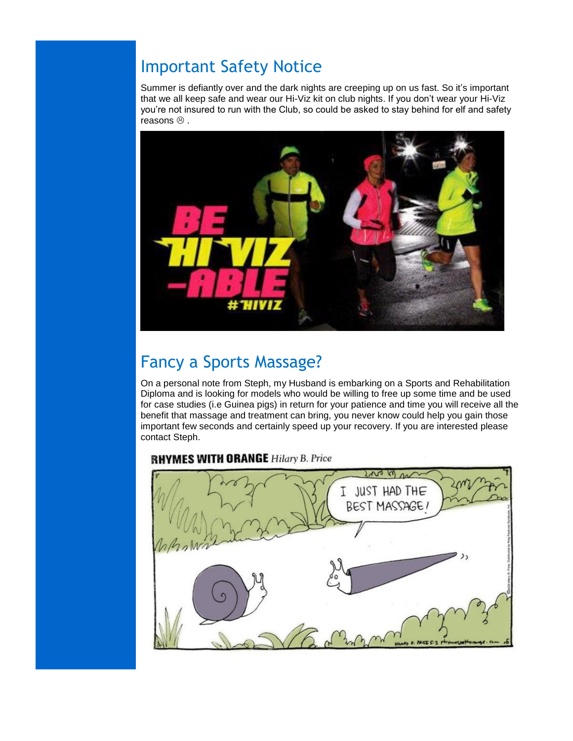## Important Safety Notice

Summer is defiantly over and the dark nights are creeping up on us fast. So it's important that we all keep safe and wear our Hi-Viz kit on club nights. If you don't wear your Hi-Viz you're not insured to run with the Club, so could be asked to stay behind for elf and safety reasons ☹ .

## Fancy a Sports Massage?

On a personal note from Steph, my Husband is embarking on a Sports and Rehabilitation Diploma and is looking for models who would be willing to free up some time and be used for case studies (i.e Guinea pigs) in return for your patience and time you will receive all the benefit that massage and treatment can bring, you never know could help you gain those important few seconds and certainly speed up your recovery. If you are interested please contact Steph.